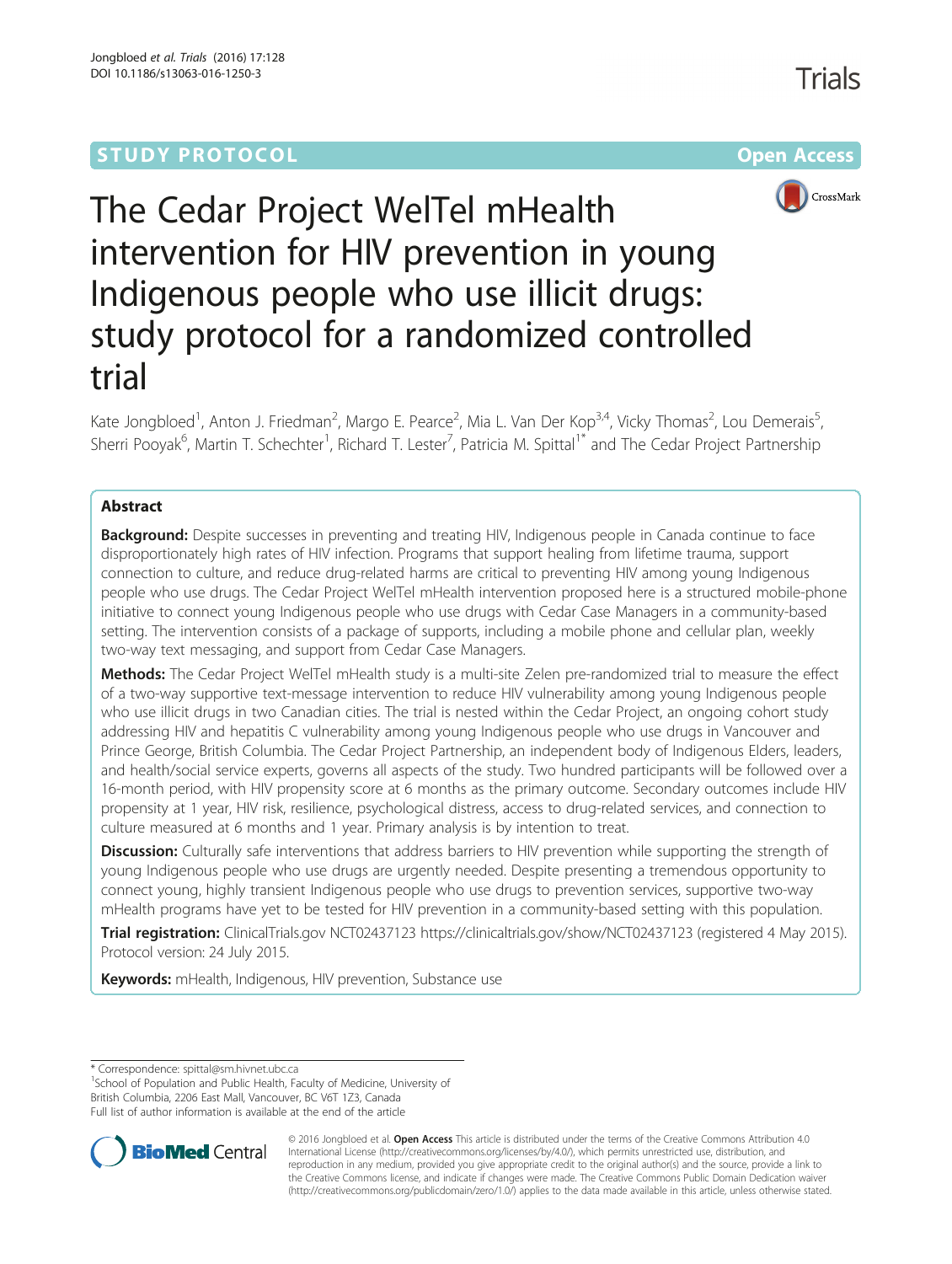STUDY PROTOCOL Open Access

# The Cedar Project WelTel mHealth intervention for HIV prevention in young Indigenous people who use illicit drugs: study protocol for a randomized controlled trial

Kate Jongbloed[1], Anton J. Friedman[2], Margo E. Pearce[2], Mia L. Van Der Kop[3,4], Vicky Thomas[2], Lou Demerais[5], Sherri Pooyak[6], Martin T. Schechter[1], Richard T. Lester[7], Patricia M. Spittal[1*] and The Cedar Project Partnership

## Abstract

**Background:** Despite successes in preventing and treating HIV, Indigenous people in Canada continue to face disproportionately high rates of HIV infection. Programs that support healing from lifetime trauma, support connection to culture, and reduce drug-related harms are critical to preventing HIV among young Indigenous people who use drugs. The Cedar Project WelTel mHealth intervention proposed here is a structured mobile-phone initiative to connect young Indigenous people who use drugs with Cedar Case Managers in a community-based setting. The intervention consists of a package of supports, including a mobile phone and cellular plan, weekly two-way text messaging, and support from Cedar Case Managers.

**Methods:** The Cedar Project WelTel mHealth study is a multi-site Zelen pre-randomized trial to measure the effect of a two-way supportive text-message intervention to reduce HIV vulnerability among young Indigenous people who use illicit drugs in two Canadian cities. The trial is nested within the Cedar Project, an ongoing cohort study addressing HIV and hepatitis C vulnerability among young Indigenous people who use drugs in Vancouver and Prince George, British Columbia. The Cedar Project Partnership, an independent body of Indigenous Elders, leaders, and health/social service experts, governs all aspects of the study. Two hundred participants will be followed over a 16-month period, with HIV propensity score at 6 months as the primary outcome. Secondary outcomes include HIV propensity at 1 year, HIV risk, resilience, psychological distress, access to drug-related services, and connection to culture measured at 6 months and 1 year. Primary analysis is by intention to treat.

**Discussion:** Culturally safe interventions that address barriers to HIV prevention while supporting the strength of young Indigenous people who use drugs are urgently needed. Despite presenting a tremendous opportunity to connect young, highly transient Indigenous people who use drugs to prevention services, supportive two-way mHealth programs have yet to be tested for HIV prevention in a community-based setting with this population.

**Trial registration:** ClinicalTrials.gov NCT02437123 https://clinicaltrials.gov/show/NCT02437123 (registered 4 May 2015). Protocol version: 24 July 2015.

**Keywords:** mHealth, Indigenous, HIV prevention, Substance use

---

* Correspondence: spittal@sm.hivnet.ubc.ca
[1]School of Population and Public Health, Faculty of Medicine, University of British Columbia, 2206 East Mall, Vancouver, BC V6T 1Z3, Canada
Full list of author information is available at the end of the article

© 2016 Jongbloed et al. **Open Access** This article is distributed under the terms of the Creative Commons Attribution 4.0 International License (http://creativecommons.org/licenses/by/4.0/), which permits unrestricted use, distribution, and reproduction in any medium, provided you give appropriate credit to the original author(s) and the source, provide a link to the Creative Commons license, and indicate if changes were made. The Creative Commons Public Domain Dedication waiver (http://creativecommons.org/publicdomain/zero/1.0/) applies to the data made available in this article, unless otherwise stated.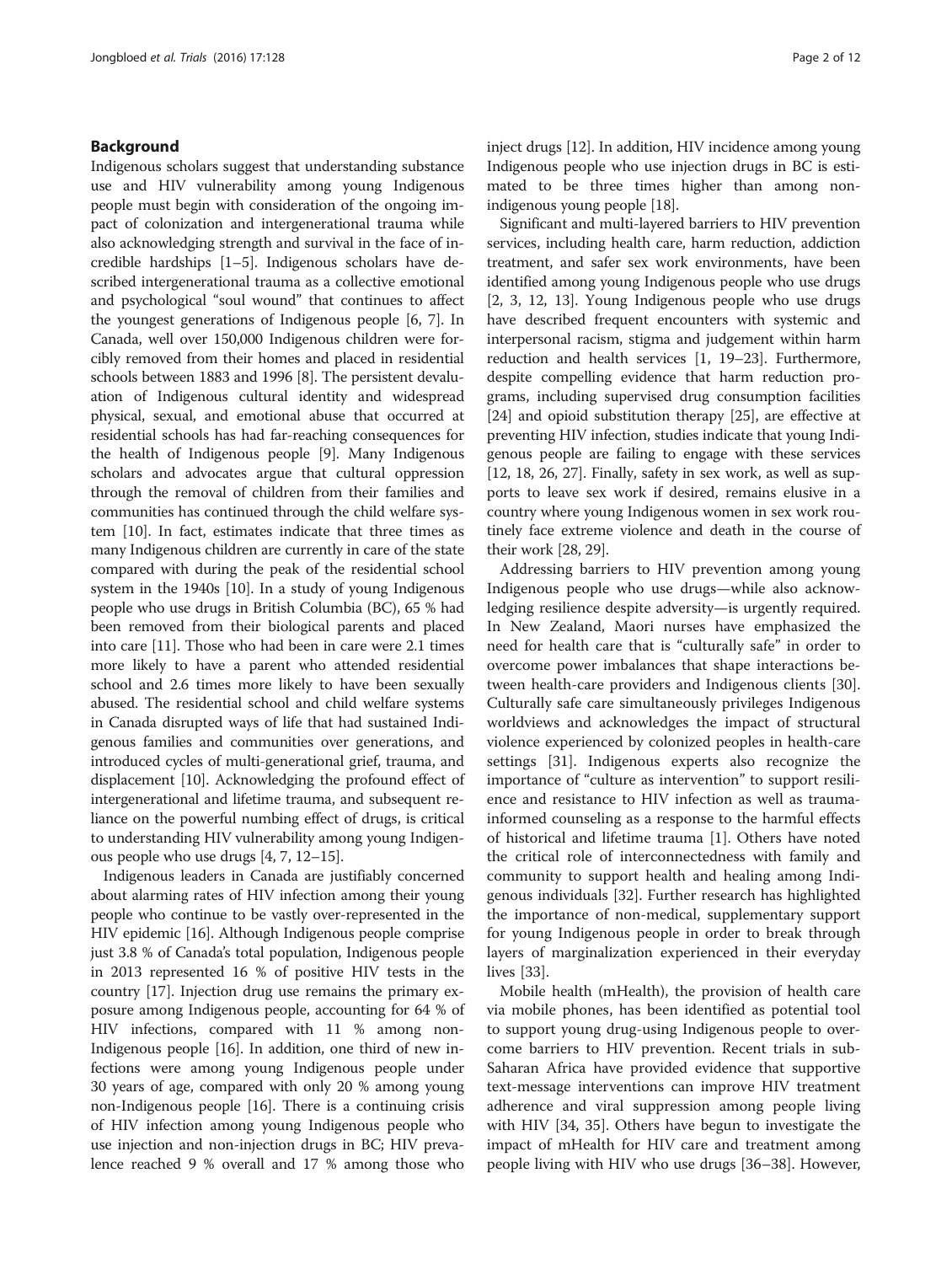## Background

Indigenous scholars suggest that understanding substance use and HIV vulnerability among young Indigenous people must begin with consideration of the ongoing impact of colonization and intergenerational trauma while also acknowledging strength and survival in the face of incredible hardships [1–5]. Indigenous scholars have described intergenerational trauma as a collective emotional and psychological "soul wound" that continues to affect the youngest generations of Indigenous people [6, 7]. In Canada, well over 150,000 Indigenous children were forcibly removed from their homes and placed in residential schools between 1883 and 1996 [8]. The persistent devaluation of Indigenous cultural identity and widespread physical, sexual, and emotional abuse that occurred at residential schools has had far-reaching consequences for the health of Indigenous people [9]. Many Indigenous scholars and advocates argue that cultural oppression through the removal of children from their families and communities has continued through the child welfare system [10]. In fact, estimates indicate that three times as many Indigenous children are currently in care of the state compared with during the peak of the residential school system in the 1940s [10]. In a study of young Indigenous people who use drugs in British Columbia (BC), 65 % had been removed from their biological parents and placed into care [11]. Those who had been in care were 2.1 times more likely to have a parent who attended residential school and 2.6 times more likely to have been sexually abused. The residential school and child welfare systems in Canada disrupted ways of life that had sustained Indigenous families and communities over generations, and introduced cycles of multi-generational grief, trauma, and displacement [10]. Acknowledging the profound effect of intergenerational and lifetime trauma, and subsequent reliance on the powerful numbing effect of drugs, is critical to understanding HIV vulnerability among young Indigenous people who use drugs [4, 7, 12–15].

Indigenous leaders in Canada are justifiably concerned about alarming rates of HIV infection among their young people who continue to be vastly over-represented in the HIV epidemic [16]. Although Indigenous people comprise just 3.8 % of Canada's total population, Indigenous people in 2013 represented 16 % of positive HIV tests in the country [17]. Injection drug use remains the primary exposure among Indigenous people, accounting for 64 % of HIV infections, compared with 11 % among non-Indigenous people [16]. In addition, one third of new infections were among young Indigenous people under 30 years of age, compared with only 20 % among young non-Indigenous people [16]. There is a continuing crisis of HIV infection among young Indigenous people who use injection and non-injection drugs in BC; HIV prevalence reached 9 % overall and 17 % among those who inject drugs [12]. In addition, HIV incidence among young Indigenous people who use injection drugs in BC is estimated to be three times higher than among non-indigenous young people [18].

Significant and multi-layered barriers to HIV prevention services, including health care, harm reduction, addiction treatment, and safer sex work environments, have been identified among young Indigenous people who use drugs [2, 3, 12, 13]. Young Indigenous people who use drugs have described frequent encounters with systemic and interpersonal racism, stigma and judgement within harm reduction and health services [1, 19–23]. Furthermore, despite compelling evidence that harm reduction programs, including supervised drug consumption facilities [24] and opioid substitution therapy [25], are effective at preventing HIV infection, studies indicate that young Indigenous people are failing to engage with these services [12, 18, 26, 27]. Finally, safety in sex work, as well as supports to leave sex work if desired, remains elusive in a country where young Indigenous women in sex work routinely face extreme violence and death in the course of their work [28, 29].

Addressing barriers to HIV prevention among young Indigenous people who use drugs—while also acknowledging resilience despite adversity—is urgently required. In New Zealand, Maori nurses have emphasized the need for health care that is "culturally safe" in order to overcome power imbalances that shape interactions between health-care providers and Indigenous clients [30]. Culturally safe care simultaneously privileges Indigenous worldviews and acknowledges the impact of structural violence experienced by colonized peoples in health-care settings [31]. Indigenous experts also recognize the importance of "culture as intervention" to support resilience and resistance to HIV infection as well as trauma-informed counseling as a response to the harmful effects of historical and lifetime trauma [1]. Others have noted the critical role of interconnectedness with family and community to support health and healing among Indigenous individuals [32]. Further research has highlighted the importance of non-medical, supplementary support for young Indigenous people in order to break through layers of marginalization experienced in their everyday lives [33].

Mobile health (mHealth), the provision of health care via mobile phones, has been identified as potential tool to support young drug-using Indigenous people to overcome barriers to HIV prevention. Recent trials in sub-Saharan Africa have provided evidence that supportive text-message interventions can improve HIV treatment adherence and viral suppression among people living with HIV [34, 35]. Others have begun to investigate the impact of mHealth for HIV care and treatment among people living with HIV who use drugs [36–38]. However,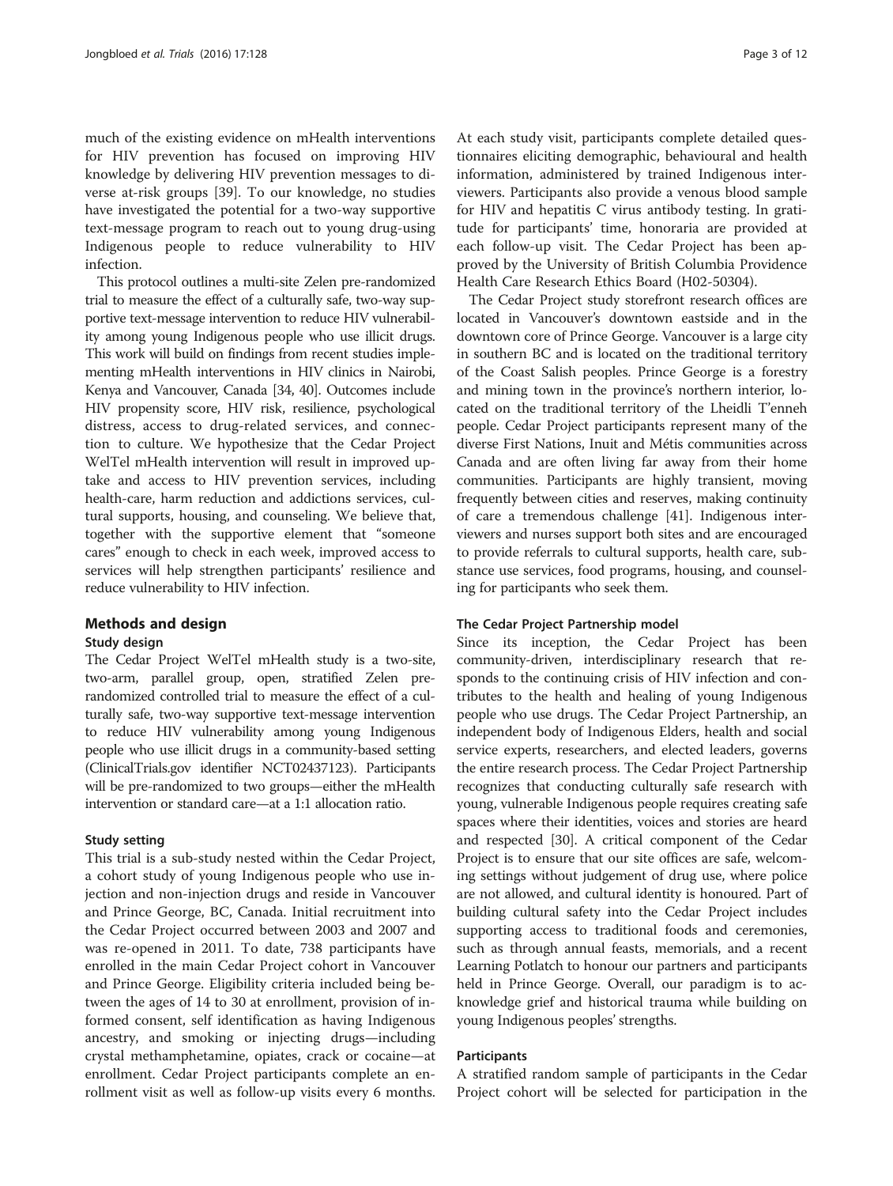much of the existing evidence on mHealth interventions for HIV prevention has focused on improving HIV knowledge by delivering HIV prevention messages to diverse at-risk groups [39]. To our knowledge, no studies have investigated the potential for a two-way supportive text-message program to reach out to young drug-using Indigenous people to reduce vulnerability to HIV infection.

This protocol outlines a multi-site Zelen pre-randomized trial to measure the effect of a culturally safe, two-way supportive text-message intervention to reduce HIV vulnerability among young Indigenous people who use illicit drugs. This work will build on findings from recent studies implementing mHealth interventions in HIV clinics in Nairobi, Kenya and Vancouver, Canada [34, 40]. Outcomes include HIV propensity score, HIV risk, resilience, psychological distress, access to drug-related services, and connection to culture. We hypothesize that the Cedar Project WelTel mHealth intervention will result in improved uptake and access to HIV prevention services, including health-care, harm reduction and addictions services, cultural supports, housing, and counseling. We believe that, together with the supportive element that "someone cares" enough to check in each week, improved access to services will help strengthen participants' resilience and reduce vulnerability to HIV infection.

## Methods and design

### Study design

The Cedar Project WelTel mHealth study is a two-site, two-arm, parallel group, open, stratified Zelen pre-randomized controlled trial to measure the effect of a culturally safe, two-way supportive text-message intervention to reduce HIV vulnerability among young Indigenous people who use illicit drugs in a community-based setting (ClinicalTrials.gov identifier NCT02437123). Participants will be pre-randomized to two groups—either the mHealth intervention or standard care—at a 1:1 allocation ratio.

### Study setting

This trial is a sub-study nested within the Cedar Project, a cohort study of young Indigenous people who use injection and non-injection drugs and reside in Vancouver and Prince George, BC, Canada. Initial recruitment into the Cedar Project occurred between 2003 and 2007 and was re-opened in 2011. To date, 738 participants have enrolled in the main Cedar Project cohort in Vancouver and Prince George. Eligibility criteria included being between the ages of 14 to 30 at enrollment, provision of informed consent, self identification as having Indigenous ancestry, and smoking or injecting drugs—including crystal methamphetamine, opiates, crack or cocaine—at enrollment. Cedar Project participants complete an enrollment visit as well as follow-up visits every 6 months. At each study visit, participants complete detailed questionnaires eliciting demographic, behavioural and health information, administered by trained Indigenous interviewers. Participants also provide a venous blood sample for HIV and hepatitis C virus antibody testing. In gratitude for participants' time, honoraria are provided at each follow-up visit. The Cedar Project has been approved by the University of British Columbia Providence Health Care Research Ethics Board (H02-50304).

The Cedar Project study storefront research offices are located in Vancouver's downtown eastside and in the downtown core of Prince George. Vancouver is a large city in southern BC and is located on the traditional territory of the Coast Salish peoples. Prince George is a forestry and mining town in the province's northern interior, located on the traditional territory of the Lheidli T'enneh people. Cedar Project participants represent many of the diverse First Nations, Inuit and Métis communities across Canada and are often living far away from their home communities. Participants are highly transient, moving frequently between cities and reserves, making continuity of care a tremendous challenge [41]. Indigenous interviewers and nurses support both sites and are encouraged to provide referrals to cultural supports, health care, substance use services, food programs, housing, and counseling for participants who seek them.

### The Cedar Project Partnership model

Since its inception, the Cedar Project has been community-driven, interdisciplinary research that responds to the continuing crisis of HIV infection and contributes to the health and healing of young Indigenous people who use drugs. The Cedar Project Partnership, an independent body of Indigenous Elders, health and social service experts, researchers, and elected leaders, governs the entire research process. The Cedar Project Partnership recognizes that conducting culturally safe research with young, vulnerable Indigenous people requires creating safe spaces where their identities, voices and stories are heard and respected [30]. A critical component of the Cedar Project is to ensure that our site offices are safe, welcoming settings without judgement of drug use, where police are not allowed, and cultural identity is honoured. Part of building cultural safety into the Cedar Project includes supporting access to traditional foods and ceremonies, such as through annual feasts, memorials, and a recent Learning Potlatch to honour our partners and participants held in Prince George. Overall, our paradigm is to acknowledge grief and historical trauma while building on young Indigenous peoples' strengths.

### Participants

A stratified random sample of participants in the Cedar Project cohort will be selected for participation in the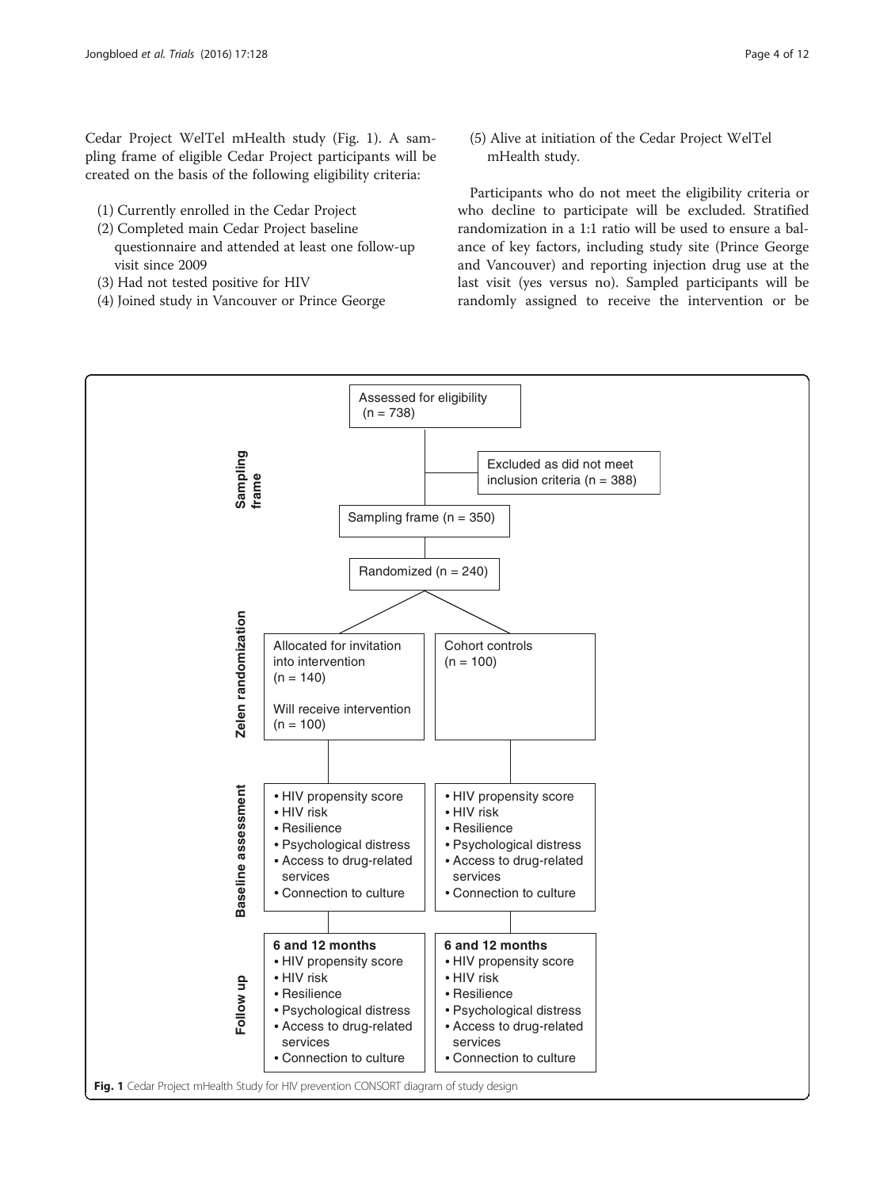Cedar Project WelTel mHealth study (Fig. 1). A sampling frame of eligible Cedar Project participants will be created on the basis of the following eligibility criteria:

(1) Currently enrolled in the Cedar Project
(2) Completed main Cedar Project baseline questionnaire and attended at least one follow-up visit since 2009
(3) Had not tested positive for HIV
(4) Joined study in Vancouver or Prince George
(5) Alive at initiation of the Cedar Project WelTel mHealth study.

Participants who do not meet the eligibility criteria or who decline to participate will be excluded. Stratified randomization in a 1:1 ratio will be used to ensure a balance of key factors, including study site (Prince George and Vancouver) and reporting injection drug use at the last visit (yes versus no). Sampled participants will be randomly assigned to receive the intervention or be

Sampling frame

Assessed for eligibility (n = 738)

Excluded as did not meet inclusion criteria (n = 388)

Sampling frame (n = 350)

Randomized (n = 240)

Zelen randomization

Allocated for invitation into intervention (n = 140)

Will receive intervention (n = 100)

Cohort controls (n = 100)

Baseline assessment

- HIV propensity score
- HIV risk
- Resilience
- Psychological distress
- Access to drug-related services
- Connection to culture

- HIV propensity score
- HIV risk
- Resilience
- Psychological distress
- Access to drug-related services
- Connection to culture

Follow up

**6 and 12 months**
- HIV propensity score
- HIV risk
- Resilience
- Psychological distress
- Access to drug-related services
- Connection to culture

**6 and 12 months**
- HIV propensity score
- HIV risk
- Resilience
- Psychological distress
- Access to drug-related services
- Connection to culture

**Fig. 1** Cedar Project mHealth Study for HIV prevention CONSORT diagram of study design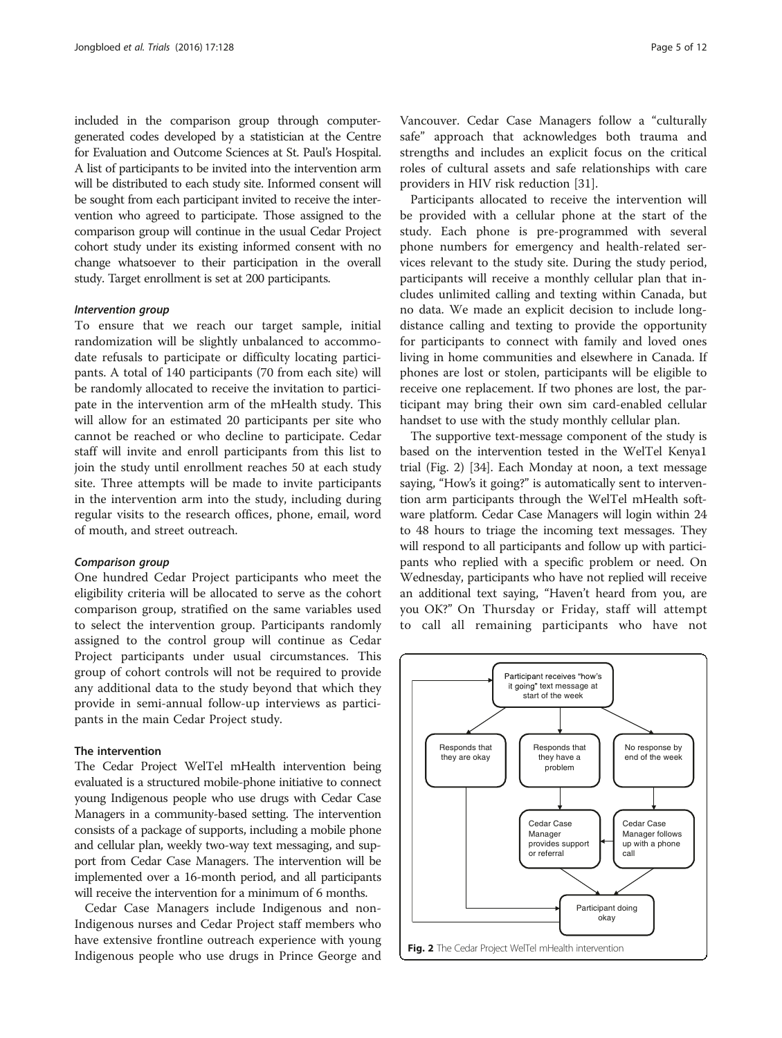included in the comparison group through computer-generated codes developed by a statistician at the Centre for Evaluation and Outcome Sciences at St. Paul's Hospital. A list of participants to be invited into the intervention arm will be distributed to each study site. Informed consent will be sought from each participant invited to receive the intervention who agreed to participate. Those assigned to the comparison group will continue in the usual Cedar Project cohort study under its existing informed consent with no change whatsoever to their participation in the overall study. Target enrollment is set at 200 participants.

#### *Intervention group*

To ensure that we reach our target sample, initial randomization will be slightly unbalanced to accommodate refusals to participate or difficulty locating participants. A total of 140 participants (70 from each site) will be randomly allocated to receive the invitation to participate in the intervention arm of the mHealth study. This will allow for an estimated 20 participants per site who cannot be reached or who decline to participate. Cedar staff will invite and enroll participants from this list to join the study until enrollment reaches 50 at each study site. Three attempts will be made to invite participants in the intervention arm into the study, including during regular visits to the research offices, phone, email, word of mouth, and street outreach.

#### *Comparison group*

One hundred Cedar Project participants who meet the eligibility criteria will be allocated to serve as the cohort comparison group, stratified on the same variables used to select the intervention group. Participants randomly assigned to the control group will continue as Cedar Project participants under usual circumstances. This group of cohort controls will not be required to provide any additional data to the study beyond that which they provide in semi-annual follow-up interviews as participants in the main Cedar Project study.

### The intervention

The Cedar Project WelTel mHealth intervention being evaluated is a structured mobile-phone initiative to connect young Indigenous people who use drugs with Cedar Case Managers in a community-based setting. The intervention consists of a package of supports, including a mobile phone and cellular plan, weekly two-way text messaging, and support from Cedar Case Managers. The intervention will be implemented over a 16-month period, and all participants will receive the intervention for a minimum of 6 months.

Cedar Case Managers include Indigenous and non-Indigenous nurses and Cedar Project staff members who have extensive frontline outreach experience with young Indigenous people who use drugs in Prince George and Vancouver. Cedar Case Managers follow a "culturally safe" approach that acknowledges both trauma and strengths and includes an explicit focus on the critical roles of cultural assets and safe relationships with care providers in HIV risk reduction [31].

Participants allocated to receive the intervention will be provided with a cellular phone at the start of the study. Each phone is pre-programmed with several phone numbers for emergency and health-related services relevant to the study site. During the study period, participants will receive a monthly cellular plan that includes unlimited calling and texting within Canada, but no data. We made an explicit decision to include long-distance calling and texting to provide the opportunity for participants to connect with family and loved ones living in home communities and elsewhere in Canada. If phones are lost or stolen, participants will be eligible to receive one replacement. If two phones are lost, the participant may bring their own sim card-enabled cellular handset to use with the study monthly cellular plan.

The supportive text-message component of the study is based on the intervention tested in the WelTel Kenya1 trial (Fig. 2) [34]. Each Monday at noon, a text message saying, "How's it going?" is automatically sent to intervention arm participants through the WelTel mHealth software platform. Cedar Case Managers will login within 24 to 48 hours to triage the incoming text messages. They will respond to all participants and follow up with participants who replied with a specific problem or need. On Wednesday, participants who have not replied will receive an additional text saying, "Haven't heard from you, are you OK?" On Thursday or Friday, staff will attempt to call all remaining participants who have not

Participant receives "how's it going" text message at start of the week

Responds that they are okay

Responds that they have a problem

No response by end of the week

Cedar Case Manager provides support or referral

Cedar Case Manager follows up with a phone call

Participant doing okay

**Fig. 2** The Cedar Project WelTel mHealth intervention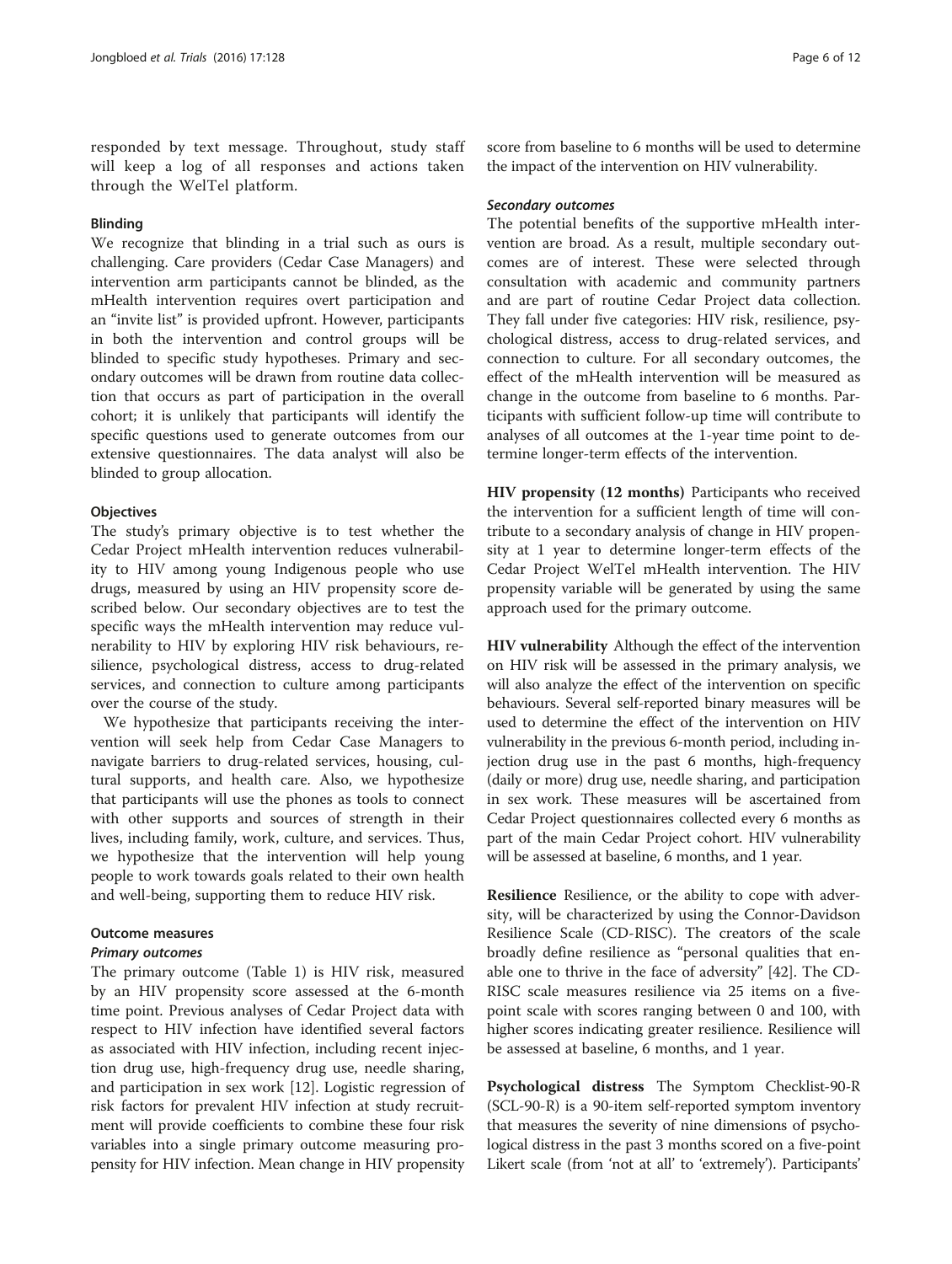responded by text message. Throughout, study staff will keep a log of all responses and actions taken through the WelTel platform.

### Blinding

We recognize that blinding in a trial such as ours is challenging. Care providers (Cedar Case Managers) and intervention arm participants cannot be blinded, as the mHealth intervention requires overt participation and an "invite list" is provided upfront. However, participants in both the intervention and control groups will be blinded to specific study hypotheses. Primary and secondary outcomes will be drawn from routine data collection that occurs as part of participation in the overall cohort; it is unlikely that participants will identify the specific questions used to generate outcomes from our extensive questionnaires. The data analyst will also be blinded to group allocation.

### Objectives

The study's primary objective is to test whether the Cedar Project mHealth intervention reduces vulnerability to HIV among young Indigenous people who use drugs, measured by using an HIV propensity score described below. Our secondary objectives are to test the specific ways the mHealth intervention may reduce vulnerability to HIV by exploring HIV risk behaviours, resilience, psychological distress, access to drug-related services, and connection to culture among participants over the course of the study.

We hypothesize that participants receiving the intervention will seek help from Cedar Case Managers to navigate barriers to drug-related services, housing, cultural supports, and health care. Also, we hypothesize that participants will use the phones as tools to connect with other supports and sources of strength in their lives, including family, work, culture, and services. Thus, we hypothesize that the intervention will help young people to work towards goals related to their own health and well-being, supporting them to reduce HIV risk.

### Outcome measures

#### *Primary outcomes*

The primary outcome (Table 1) is HIV risk, measured by an HIV propensity score assessed at the 6-month time point. Previous analyses of Cedar Project data with respect to HIV infection have identified several factors as associated with HIV infection, including recent injection drug use, high-frequency drug use, needle sharing, and participation in sex work [12]. Logistic regression of risk factors for prevalent HIV infection at study recruitment will provide coefficients to combine these four risk variables into a single primary outcome measuring propensity for HIV infection. Mean change in HIV propensity score from baseline to 6 months will be used to determine the impact of the intervention on HIV vulnerability.

#### *Secondary outcomes*

The potential benefits of the supportive mHealth intervention are broad. As a result, multiple secondary outcomes are of interest. These were selected through consultation with academic and community partners and are part of routine Cedar Project data collection. They fall under five categories: HIV risk, resilience, psychological distress, access to drug-related services, and connection to culture. For all secondary outcomes, the effect of the mHealth intervention will be measured as change in the outcome from baseline to 6 months. Participants with sufficient follow-up time will contribute to analyses of all outcomes at the 1-year time point to determine longer-term effects of the intervention.

**HIV propensity (12 months)** Participants who received the intervention for a sufficient length of time will contribute to a secondary analysis of change in HIV propensity at 1 year to determine longer-term effects of the Cedar Project WelTel mHealth intervention. The HIV propensity variable will be generated by using the same approach used for the primary outcome.

**HIV vulnerability** Although the effect of the intervention on HIV risk will be assessed in the primary analysis, we will also analyze the effect of the intervention on specific behaviours. Several self-reported binary measures will be used to determine the effect of the intervention on HIV vulnerability in the previous 6-month period, including injection drug use in the past 6 months, high-frequency (daily or more) drug use, needle sharing, and participation in sex work. These measures will be ascertained from Cedar Project questionnaires collected every 6 months as part of the main Cedar Project cohort. HIV vulnerability will be assessed at baseline, 6 months, and 1 year.

**Resilience** Resilience, or the ability to cope with adversity, will be characterized by using the Connor-Davidson Resilience Scale (CD-RISC). The creators of the scale broadly define resilience as "personal qualities that enable one to thrive in the face of adversity" [42]. The CD-RISC scale measures resilience via 25 items on a five-point scale with scores ranging between 0 and 100, with higher scores indicating greater resilience. Resilience will be assessed at baseline, 6 months, and 1 year.

**Psychological distress** The Symptom Checklist-90-R (SCL-90-R) is a 90-item self-reported symptom inventory that measures the severity of nine dimensions of psychological distress in the past 3 months scored on a five-point Likert scale (from 'not at all' to 'extremely'). Participants'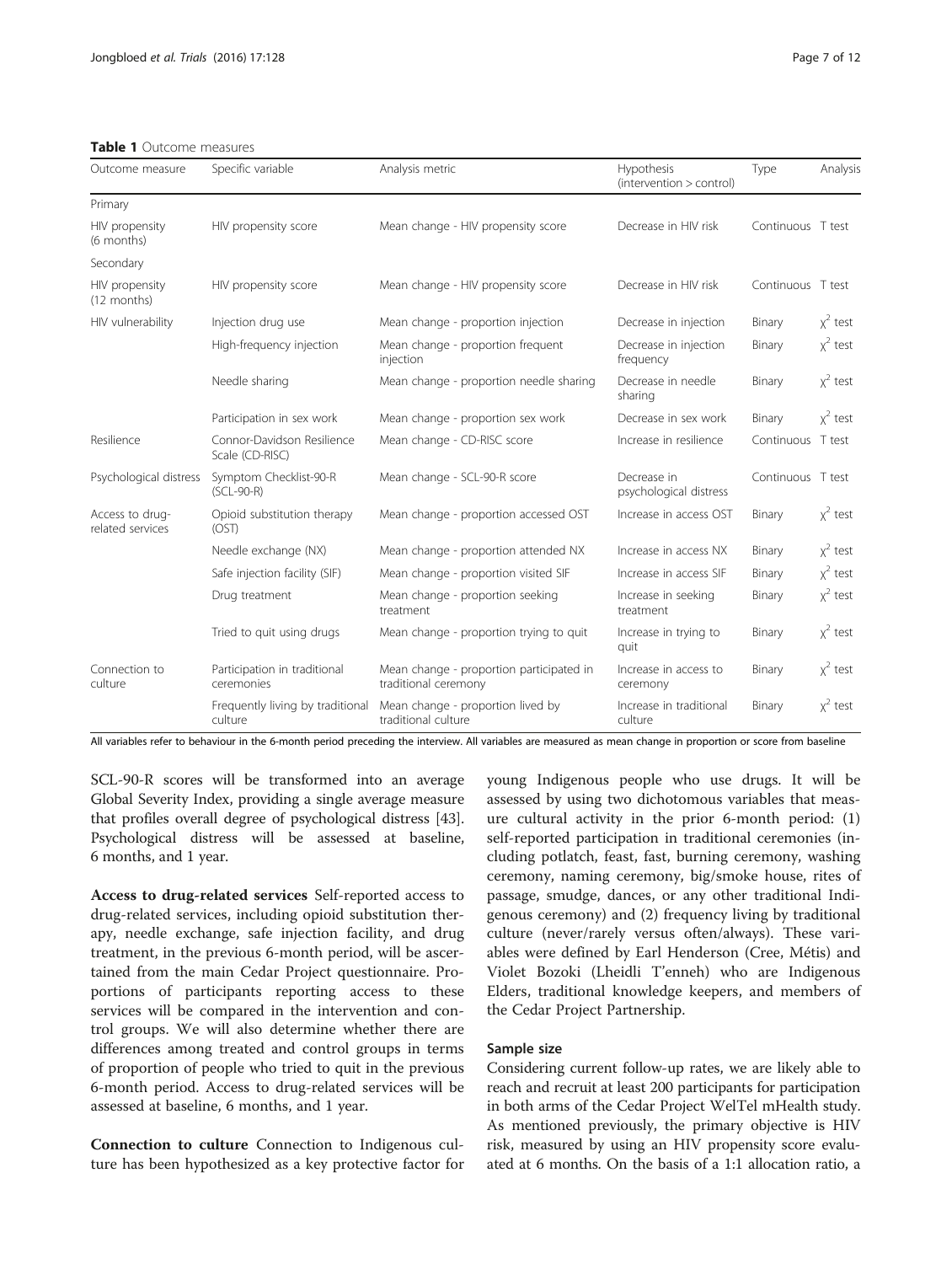**Table 1** Outcome measures

| Outcome measure | Specific variable | Analysis metric | Hypothesis (intervention > control) | Type | Analysis |
|---|---|---|---|---|---|
| Primary | | | | | |
| HIV propensity (6 months) | HIV propensity score | Mean change - HIV propensity score | Decrease in HIV risk | Continuous | T test |
| Secondary | | | | | |
| HIV propensity (12 months) | HIV propensity score | Mean change - HIV propensity score | Decrease in HIV risk | Continuous | T test |
| HIV vulnerability | Injection drug use | Mean change - proportion injection | Decrease in injection | Binary | $\chi^2$ test |
| | High-frequency injection | Mean change - proportion frequent injection | Decrease in injection frequency | Binary | $\chi^2$ test |
| | Needle sharing | Mean change - proportion needle sharing | Decrease in needle sharing | Binary | $\chi^2$ test |
| | Participation in sex work | Mean change - proportion sex work | Decrease in sex work | Binary | $\chi^2$ test |
| Resilience | Connor-Davidson Resilience Scale (CD-RISC) | Mean change - CD-RISC score | Increase in resilience | Continuous | T test |
| Psychological distress | Symptom Checklist-90-R (SCL-90-R) | Mean change - SCL-90-R score | Decrease in psychological distress | Continuous | T test |
| Access to drug-related services | Opioid substitution therapy (OST) | Mean change - proportion accessed OST | Increase in access OST | Binary | $\chi^2$ test |
| | Needle exchange (NX) | Mean change - proportion attended NX | Increase in access NX | Binary | $\chi^2$ test |
| | Safe injection facility (SIF) | Mean change - proportion visited SIF | Increase in access SIF | Binary | $\chi^2$ test |
| | Drug treatment | Mean change - proportion seeking treatment | Increase in seeking treatment | Binary | $\chi^2$ test |
| | Tried to quit using drugs | Mean change - proportion trying to quit | Increase in trying to quit | Binary | $\chi^2$ test |
| Connection to culture | Participation in traditional ceremonies | Mean change - proportion participated in traditional ceremony | Increase in access to ceremony | Binary | $\chi^2$ test |
| | Frequently living by traditional culture | Mean change - proportion lived by traditional culture | Increase in traditional culture | Binary | $\chi^2$ test |

All variables refer to behaviour in the 6-month period preceding the interview. All variables are measured as mean change in proportion or score from baseline

SCL-90-R scores will be transformed into an average Global Severity Index, providing a single average measure that profiles overall degree of psychological distress [43]. Psychological distress will be assessed at baseline, 6 months, and 1 year.

**Access to drug-related services** Self-reported access to drug-related services, including opioid substitution therapy, needle exchange, safe injection facility, and drug treatment, in the previous 6-month period, will be ascertained from the main Cedar Project questionnaire. Proportions of participants reporting access to these services will be compared in the intervention and control groups. We will also determine whether there are differences among treated and control groups in terms of proportion of people who tried to quit in the previous 6-month period. Access to drug-related services will be assessed at baseline, 6 months, and 1 year.

**Connection to culture** Connection to Indigenous culture has been hypothesized as a key protective factor for young Indigenous people who use drugs. It will be assessed by using two dichotomous variables that measure cultural activity in the prior 6-month period: (1) self-reported participation in traditional ceremonies (including potlatch, feast, fast, burning ceremony, washing ceremony, naming ceremony, big/smoke house, rites of passage, smudge, dances, or any other traditional Indigenous ceremony) and (2) frequency living by traditional culture (never/rarely versus often/always). These variables were defined by Earl Henderson (Cree, Métis) and Violet Bozoki (Lheidli T'enneh) who are Indigenous Elders, traditional knowledge keepers, and members of the Cedar Project Partnership.

### Sample size

Considering current follow-up rates, we are likely able to reach and recruit at least 200 participants for participation in both arms of the Cedar Project WelTel mHealth study. As mentioned previously, the primary objective is HIV risk, measured by using an HIV propensity score evaluated at 6 months. On the basis of a 1:1 allocation ratio, a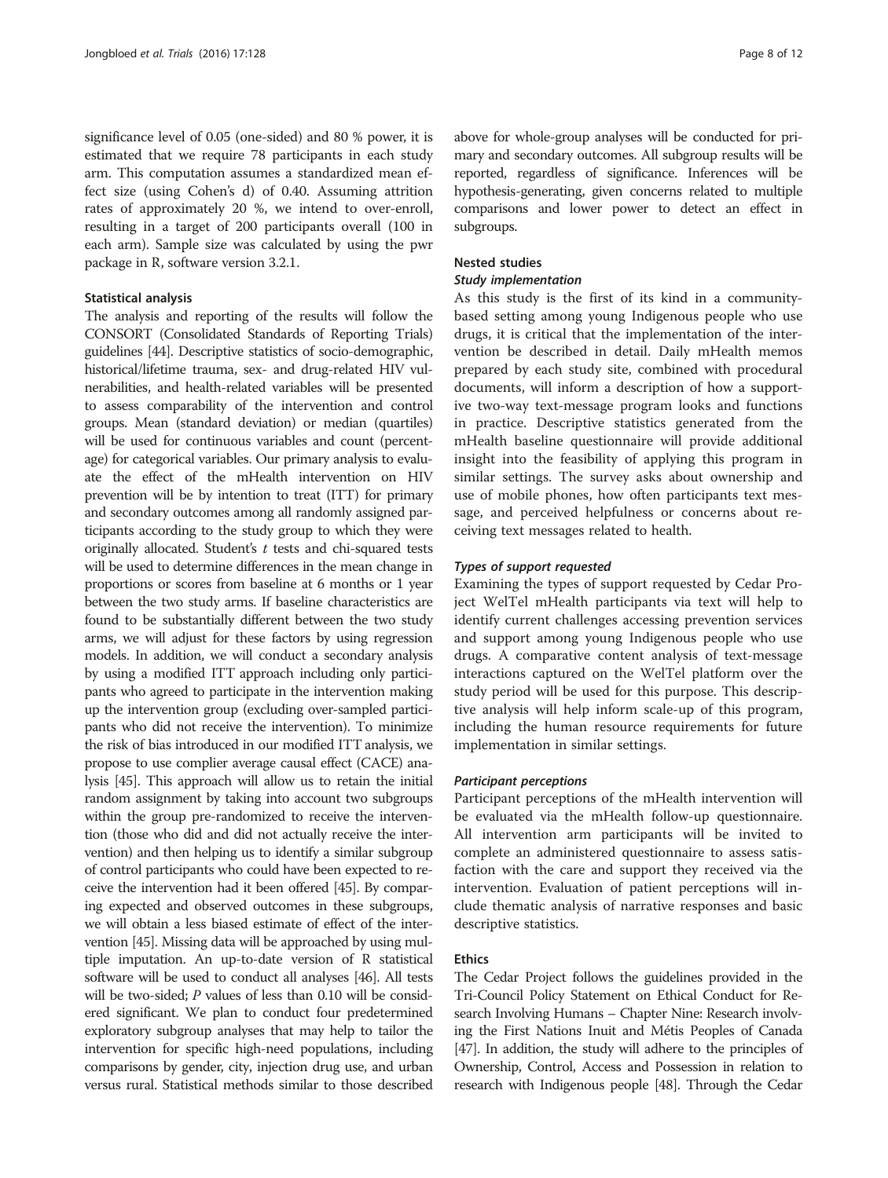significance level of 0.05 (one-sided) and 80 % power, it is estimated that we require 78 participants in each study arm. This computation assumes a standardized mean effect size (using Cohen's d) of 0.40. Assuming attrition rates of approximately 20 %, we intend to over-enroll, resulting in a target of 200 participants overall (100 in each arm). Sample size was calculated by using the pwr package in R, software version 3.2.1.

#### Statistical analysis

The analysis and reporting of the results will follow the CONSORT (Consolidated Standards of Reporting Trials) guidelines [44]. Descriptive statistics of socio-demographic, historical/lifetime trauma, sex- and drug-related HIV vulnerabilities, and health-related variables will be presented to assess comparability of the intervention and control groups. Mean (standard deviation) or median (quartiles) will be used for continuous variables and count (percentage) for categorical variables. Our primary analysis to evaluate the effect of the mHealth intervention on HIV prevention will be by intention to treat (ITT) for primary and secondary outcomes among all randomly assigned participants according to the study group to which they were originally allocated. Student's *t* tests and chi-squared tests will be used to determine differences in the mean change in proportions or scores from baseline at 6 months or 1 year between the two study arms. If baseline characteristics are found to be substantially different between the two study arms, we will adjust for these factors by using regression models. In addition, we will conduct a secondary analysis by using a modified ITT approach including only participants who agreed to participate in the intervention making up the intervention group (excluding over-sampled participants who did not receive the intervention). To minimize the risk of bias introduced in our modified ITT analysis, we propose to use complier average causal effect (CACE) analysis [45]. This approach will allow us to retain the initial random assignment by taking into account two subgroups within the group pre-randomized to receive the intervention (those who did and did not actually receive the intervention) and then helping us to identify a similar subgroup of control participants who could have been expected to receive the intervention had it been offered [45]. By comparing expected and observed outcomes in these subgroups, we will obtain a less biased estimate of effect of the intervention [45]. Missing data will be approached by using multiple imputation. An up-to-date version of R statistical software will be used to conduct all analyses [46]. All tests will be two-sided; *P* values of less than 0.10 will be considered significant. We plan to conduct four predetermined exploratory subgroup analyses that may help to tailor the intervention for specific high-need populations, including comparisons by gender, city, injection drug use, and urban versus rural. Statistical methods similar to those described above for whole-group analyses will be conducted for primary and secondary outcomes. All subgroup results will be reported, regardless of significance. Inferences will be hypothesis-generating, given concerns related to multiple comparisons and lower power to detect an effect in subgroups.

#### Nested studies

##### *Study implementation*

As this study is the first of its kind in a community-based setting among young Indigenous people who use drugs, it is critical that the implementation of the intervention be described in detail. Daily mHealth memos prepared by each study site, combined with procedural documents, will inform a description of how a supportive two-way text-message program looks and functions in practice. Descriptive statistics generated from the mHealth baseline questionnaire will provide additional insight into the feasibility of applying this program in similar settings. The survey asks about ownership and use of mobile phones, how often participants text message, and perceived helpfulness or concerns about receiving text messages related to health.

##### *Types of support requested*

Examining the types of support requested by Cedar Project WelTel mHealth participants via text will help to identify current challenges accessing prevention services and support among young Indigenous people who use drugs. A comparative content analysis of text-message interactions captured on the WelTel platform over the study period will be used for this purpose. This descriptive analysis will help inform scale-up of this program, including the human resource requirements for future implementation in similar settings.

##### *Participant perceptions*

Participant perceptions of the mHealth intervention will be evaluated via the mHealth follow-up questionnaire. All intervention arm participants will be invited to complete an administered questionnaire to assess satisfaction with the care and support they received via the intervention. Evaluation of patient perceptions will include thematic analysis of narrative responses and basic descriptive statistics.

#### Ethics

The Cedar Project follows the guidelines provided in the Tri-Council Policy Statement on Ethical Conduct for Research Involving Humans – Chapter Nine: Research involving the First Nations Inuit and Métis Peoples of Canada [47]. In addition, the study will adhere to the principles of Ownership, Control, Access and Possession in relation to research with Indigenous people [48]. Through the Cedar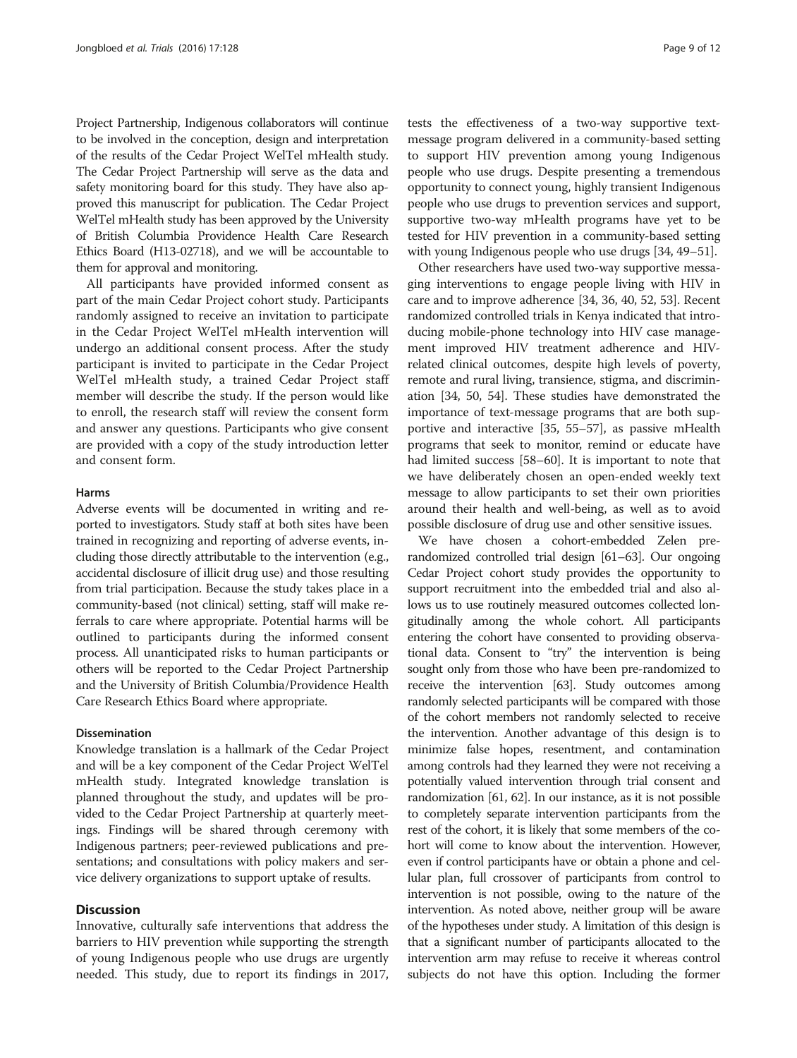Project Partnership, Indigenous collaborators will continue to be involved in the conception, design and interpretation of the results of the Cedar Project WelTel mHealth study. The Cedar Project Partnership will serve as the data and safety monitoring board for this study. They have also approved this manuscript for publication. The Cedar Project WelTel mHealth study has been approved by the University of British Columbia Providence Health Care Research Ethics Board (H13-02718), and we will be accountable to them for approval and monitoring.

All participants have provided informed consent as part of the main Cedar Project cohort study. Participants randomly assigned to receive an invitation to participate in the Cedar Project WelTel mHealth intervention will undergo an additional consent process. After the study participant is invited to participate in the Cedar Project WelTel mHealth study, a trained Cedar Project staff member will describe the study. If the person would like to enroll, the research staff will review the consent form and answer any questions. Participants who give consent are provided with a copy of the study introduction letter and consent form.

#### Harms

Adverse events will be documented in writing and reported to investigators. Study staff at both sites have been trained in recognizing and reporting of adverse events, including those directly attributable to the intervention (e.g., accidental disclosure of illicit drug use) and those resulting from trial participation. Because the study takes place in a community-based (not clinical) setting, staff will make referrals to care where appropriate. Potential harms will be outlined to participants during the informed consent process. All unanticipated risks to human participants or others will be reported to the Cedar Project Partnership and the University of British Columbia/Providence Health Care Research Ethics Board where appropriate.

#### Dissemination

Knowledge translation is a hallmark of the Cedar Project and will be a key component of the Cedar Project WelTel mHealth study. Integrated knowledge translation is planned throughout the study, and updates will be provided to the Cedar Project Partnership at quarterly meetings. Findings will be shared through ceremony with Indigenous partners; peer-reviewed publications and presentations; and consultations with policy makers and service delivery organizations to support uptake of results.

## Discussion

Innovative, culturally safe interventions that address the barriers to HIV prevention while supporting the strength of young Indigenous people who use drugs are urgently needed. This study, due to report its findings in 2017, tests the effectiveness of a two-way supportive text-message program delivered in a community-based setting to support HIV prevention among young Indigenous people who use drugs. Despite presenting a tremendous opportunity to connect young, highly transient Indigenous people who use drugs to prevention services and support, supportive two-way mHealth programs have yet to be tested for HIV prevention in a community-based setting with young Indigenous people who use drugs [34, 49–51].

Other researchers have used two-way supportive messaging interventions to engage people living with HIV in care and to improve adherence [34, 36, 40, 52, 53]. Recent randomized controlled trials in Kenya indicated that introducing mobile-phone technology into HIV case management improved HIV treatment adherence and HIV-related clinical outcomes, despite high levels of poverty, remote and rural living, transience, stigma, and discrimination [34, 50, 54]. These studies have demonstrated the importance of text-message programs that are both supportive and interactive [35, 55–57], as passive mHealth programs that seek to monitor, remind or educate have had limited success [58–60]. It is important to note that we have deliberately chosen an open-ended weekly text message to allow participants to set their own priorities around their health and well-being, as well as to avoid possible disclosure of drug use and other sensitive issues.

We have chosen a cohort-embedded Zelen pre-randomized controlled trial design [61–63]. Our ongoing Cedar Project cohort study provides the opportunity to support recruitment into the embedded trial and also allows us to use routinely measured outcomes collected longitudinally among the whole cohort. All participants entering the cohort have consented to providing observational data. Consent to “try” the intervention is being sought only from those who have been pre-randomized to receive the intervention [63]. Study outcomes among randomly selected participants will be compared with those of the cohort members not randomly selected to receive the intervention. Another advantage of this design is to minimize false hopes, resentment, and contamination among controls had they learned they were not receiving a potentially valued intervention through trial consent and randomization [61, 62]. In our instance, as it is not possible to completely separate intervention participants from the rest of the cohort, it is likely that some members of the cohort will come to know about the intervention. However, even if control participants have or obtain a phone and cellular plan, full crossover of participants from control to intervention is not possible, owing to the nature of the intervention. As noted above, neither group will be aware of the hypotheses under study. A limitation of this design is that a significant number of participants allocated to the intervention arm may refuse to receive it whereas control subjects do not have this option. Including the former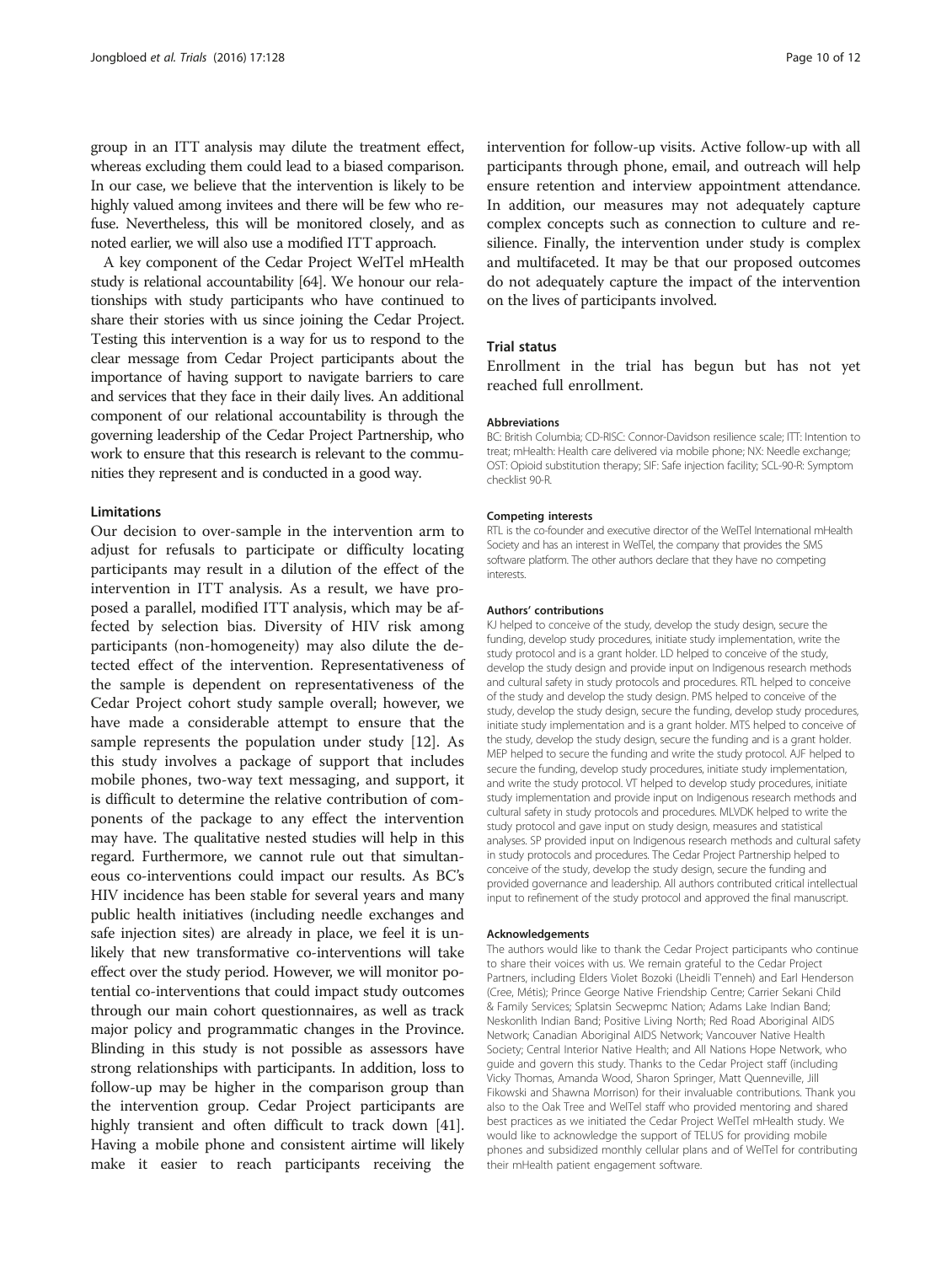group in an ITT analysis may dilute the treatment effect, whereas excluding them could lead to a biased comparison. In our case, we believe that the intervention is likely to be highly valued among invitees and there will be few who refuse. Nevertheless, this will be monitored closely, and as noted earlier, we will also use a modified ITT approach.

A key component of the Cedar Project WelTel mHealth study is relational accountability [64]. We honour our relationships with study participants who have continued to share their stories with us since joining the Cedar Project. Testing this intervention is a way for us to respond to the clear message from Cedar Project participants about the importance of having support to navigate barriers to care and services that they face in their daily lives. An additional component of our relational accountability is through the governing leadership of the Cedar Project Partnership, who work to ensure that this research is relevant to the communities they represent and is conducted in a good way.

### Limitations

Our decision to over-sample in the intervention arm to adjust for refusals to participate or difficulty locating participants may result in a dilution of the effect of the intervention in ITT analysis. As a result, we have proposed a parallel, modified ITT analysis, which may be affected by selection bias. Diversity of HIV risk among participants (non-homogeneity) may also dilute the detected effect of the intervention. Representativeness of the sample is dependent on representativeness of the Cedar Project cohort study sample overall; however, we have made a considerable attempt to ensure that the sample represents the population under study [12]. As this study involves a package of support that includes mobile phones, two-way text messaging, and support, it is difficult to determine the relative contribution of components of the package to any effect the intervention may have. The qualitative nested studies will help in this regard. Furthermore, we cannot rule out that simultaneous co-interventions could impact our results. As BC's HIV incidence has been stable for several years and many public health initiatives (including needle exchanges and safe injection sites) are already in place, we feel it is unlikely that new transformative co-interventions will take effect over the study period. However, we will monitor potential co-interventions that could impact study outcomes through our main cohort questionnaires, as well as track major policy and programmatic changes in the Province. Blinding in this study is not possible as assessors have strong relationships with participants. In addition, loss to follow-up may be higher in the comparison group than the intervention group. Cedar Project participants are highly transient and often difficult to track down [41]. Having a mobile phone and consistent airtime will likely make it easier to reach participants receiving the intervention for follow-up visits. Active follow-up with all participants through phone, email, and outreach will help ensure retention and interview appointment attendance. In addition, our measures may not adequately capture complex concepts such as connection to culture and resilience. Finally, the intervention under study is complex and multifaceted. It may be that our proposed outcomes do not adequately capture the impact of the intervention on the lives of participants involved.

## Trial status

Enrollment in the trial has begun but has not yet reached full enrollment.

#### Abbreviations

BC: British Columbia; CD-RISC: Connor-Davidson resilience scale; ITT: Intention to treat; mHealth: Health care delivered via mobile phone; NX: Needle exchange; OST: Opioid substitution therapy; SIF: Safe injection facility; SCL-90-R: Symptom checklist 90-R.

#### Competing interests

RTL is the co-founder and executive director of the WelTel International mHealth Society and has an interest in WelTel, the company that provides the SMS software platform. The other authors declare that they have no competing interests.

#### Authors' contributions

KJ helped to conceive of the study, develop the study design, secure the funding, develop study procedures, initiate study implementation, write the study protocol and is a grant holder. LD helped to conceive of the study, develop the study design and provide input on Indigenous research methods and cultural safety in study protocols and procedures. RTL helped to conceive of the study and develop the study design. PMS helped to conceive of the study, develop the study design, secure the funding, develop study procedures, initiate study implementation and is a grant holder. MTS helped to conceive of the study, develop the study design, secure the funding and is a grant holder. MEP helped to secure the funding and write the study protocol. AJF helped to secure the funding, develop study procedures, initiate study implementation, and write the study protocol. VT helped to develop study procedures, initiate study implementation and provide input on Indigenous research methods and cultural safety in study protocols and procedures. MLVDK helped to write the study protocol and gave input on study design, measures and statistical analyses. SP provided input on Indigenous research methods and cultural safety in study protocols and procedures. The Cedar Project Partnership helped to conceive of the study, develop the study design, secure the funding and provided governance and leadership. All authors contributed critical intellectual input to refinement of the study protocol and approved the final manuscript.

#### Acknowledgements

The authors would like to thank the Cedar Project participants who continue to share their voices with us. We remain grateful to the Cedar Project Partners, including Elders Violet Bozoki (Lheidli T'enneh) and Earl Henderson (Cree, Métis); Prince George Native Friendship Centre; Carrier Sekani Child & Family Services; Splatsin Secwepmc Nation; Adams Lake Indian Band; Neskonlith Indian Band; Positive Living North; Red Road Aboriginal AIDS Network; Canadian Aboriginal AIDS Network; Vancouver Native Health Society; Central Interior Native Health; and All Nations Hope Network, who guide and govern this study. Thanks to the Cedar Project staff (including Vicky Thomas, Amanda Wood, Sharon Springer, Matt Quenneville, Jill Fikowski and Shawna Morrison) for their invaluable contributions. Thank you also to the Oak Tree and WelTel staff who provided mentoring and shared best practices as we initiated the Cedar Project WelTel mHealth study. We would like to acknowledge the support of TELUS for providing mobile phones and subsidized monthly cellular plans and of WelTel for contributing their mHealth patient engagement software.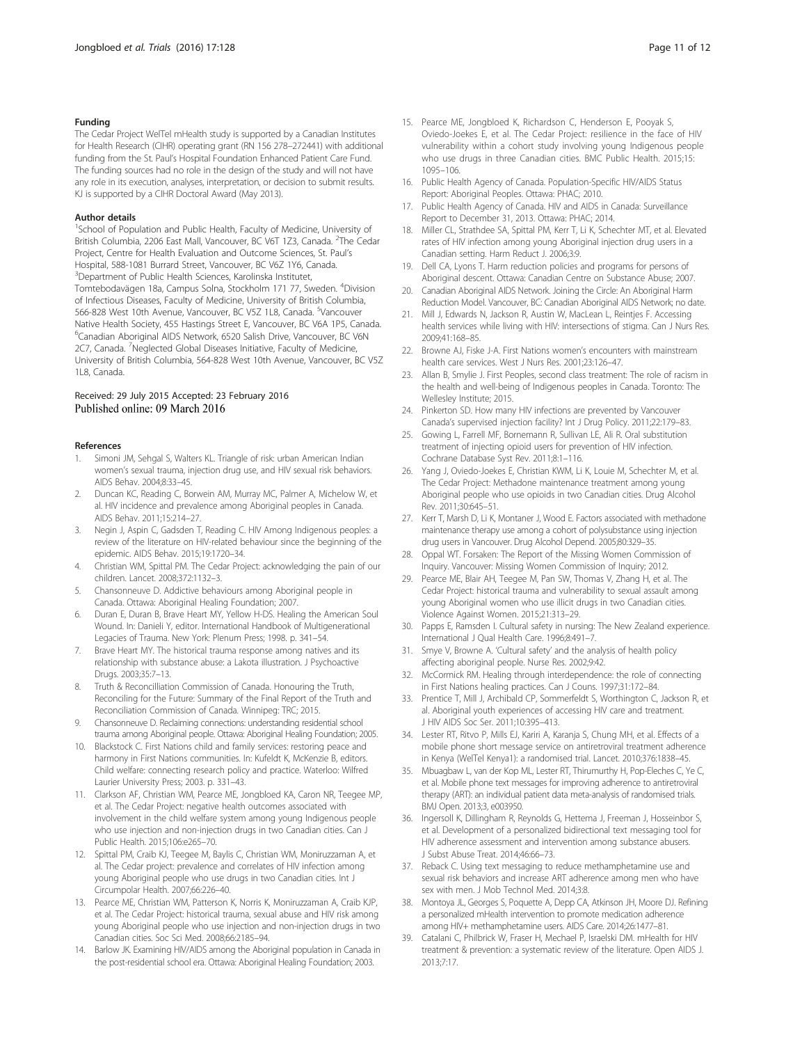## Funding

The Cedar Project WelTel mHealth study is supported by a Canadian Institutes for Health Research (CIHR) operating grant (RN 156 278–272441) with additional funding from the St. Paul's Hospital Foundation Enhanced Patient Care Fund. The funding sources had no role in the design of the study and will not have any role in its execution, analyses, interpretation, or decision to submit results. KJ is supported by a CIHR Doctoral Award (May 2013).

## Author details

[1]School of Population and Public Health, Faculty of Medicine, University of British Columbia, 2206 East Mall, Vancouver, BC V6T 1Z3, Canada. [2]The Cedar Project, Centre for Health Evaluation and Outcome Sciences, St. Paul's Hospital, 588-1081 Burrard Street, Vancouver, BC V6Z 1Y6, Canada. [3]Department of Public Health Sciences, Karolinska Institutet, Tomtebodavägen 18a, Campus Solna, Stockholm 171 77, Sweden. [4]Division of Infectious Diseases, Faculty of Medicine, University of British Columbia, 566-828 West 10th Avenue, Vancouver, BC V5Z 1L8, Canada. [5]Vancouver Native Health Society, 455 Hastings Street E, Vancouver, BC V6A 1P5, Canada. [6]Canadian Aboriginal AIDS Network, 6520 Salish Drive, Vancouver, BC V6N 2C7, Canada. [7]Neglected Global Diseases Initiative, Faculty of Medicine, University of British Columbia, 564-828 West 10th Avenue, Vancouver, BC V5Z 1L8, Canada.

Received: 29 July 2015 Accepted: 23 February 2016
Published online: 09 March 2016

## References

1. Simoni JM, Sehgal S, Walters KL. Triangle of risk: urban American Indian women's sexual trauma, injection drug use, and HIV sexual risk behaviors. AIDS Behav. 2004;8:33–45.
2. Duncan KC, Reading C, Borwein AM, Murray MC, Palmer A, Michelow W, et al. HIV incidence and prevalence among Aboriginal peoples in Canada. AIDS Behav. 2011;15:214–27.
3. Negin J, Aspin C, Gadsden T, Reading C. HIV Among Indigenous peoples: a review of the literature on HIV-related behaviour since the beginning of the epidemic. AIDS Behav. 2015;19:1720–34.
4. Christian WM, Spittal PM. The Cedar Project: acknowledging the pain of our children. Lancet. 2008;372:1132–3.
5. Chansonneuve D. Addictive behaviours among Aboriginal people in Canada. Ottawa: Aboriginal Healing Foundation; 2007.
6. Duran E, Duran B, Brave Heart MY, Yellow H-DS. Healing the American Soul Wound. In: Danieli Y, editor. International Handbook of Multigenerational Legacies of Trauma. New York: Plenum Press; 1998. p. 341–54.
7. Brave Heart MY. The historical trauma response among natives and its relationship with substance abuse: a Lakota illustration. J Psychoactive Drugs. 2003;35:7–13.
8. Truth & Reconcilliation Commission of Canada. Honouring the Truth, Reconciling for the Future: Summary of the Final Report of the Truth and Reconciliation Commission of Canada. Winnipeg: TRC; 2015.
9. Chansonneuve D. Reclaiming connections: understanding residential school trauma among Aboriginal people. Ottawa: Aboriginal Healing Foundation; 2005.
10. Blackstock C. First Nations child and family services: restoring peace and harmony in First Nations communities. In: Kufeldt K, McKenzie B, editors. Child welfare: connecting research policy and practice. Waterloo: Wilfred Laurier University Press; 2003. p. 331–43.
11. Clarkson AF, Christian WM, Pearce ME, Jongbloed KA, Caron NR, Teegee MP, et al. The Cedar Project: negative health outcomes associated with involvement in the child welfare system among young Indigenous people who use injection and non-injection drugs in two Canadian cities. Can J Public Health. 2015;106:e265–70.
12. Spittal PM, Craib KJ, Teegee M, Baylis C, Christian WM, Moniruzzaman A, et al. The Cedar project: prevalence and correlates of HIV infection among young Aboriginal people who use drugs in two Canadian cities. Int J Circumpolar Health. 2007;66:226–40.
13. Pearce ME, Christian WM, Patterson K, Norris K, Moniruzzaman A, Craib KJP, et al. The Cedar Project: historical trauma, sexual abuse and HIV risk among young Aboriginal people who use injection and non-injection drugs in two Canadian cities. Soc Sci Med. 2008;66:2185–94.
14. Barlow JK. Examining HIV/AIDS among the Aboriginal population in Canada in the post-residential school era. Ottawa: Aboriginal Healing Foundation; 2003.
15. Pearce ME, Jongbloed K, Richardson C, Henderson E, Pooyak S, Oviedo-Joekes E, et al. The Cedar Project: resilience in the face of HIV vulnerability within a cohort study involving young Indigenous people who use drugs in three Canadian cities. BMC Public Health. 2015;15:1095–106.
16. Public Health Agency of Canada. Population-Specific HIV/AIDS Status Report: Aboriginal Peoples. Ottawa: PHAC; 2010.
17. Public Health Agency of Canada. HIV and AIDS in Canada: Surveillance Report to December 31, 2013. Ottawa: PHAC; 2014.
18. Miller CL, Strathdee SA, Spittal PM, Kerr T, Li K, Schechter MT, et al. Elevated rates of HIV infection among young Aboriginal injection drug users in a Canadian setting. Harm Reduct J. 2006;3:9.
19. Dell CA, Lyons T. Harm reduction policies and programs for persons of Aboriginal descent. Ottawa: Canadian Centre on Substance Abuse; 2007.
20. Canadian Aboriginal AIDS Network. Joining the Circle: An Aboriginal Harm Reduction Model. Vancouver, BC: Canadian Aboriginal AIDS Network; no date.
21. Mill J, Edwards N, Jackson R, Austin W, MacLean L, Reintjes F. Accessing health services while living with HIV: intersections of stigma. Can J Nurs Res. 2009;41:168–85.
22. Browne AJ, Fiske J-A. First Nations women's encounters with mainstream health care services. West J Nurs Res. 2001;23:126–47.
23. Allan B, Smylie J. First Peoples, second class treatment: The role of racism in the health and well-being of Indigenous peoples in Canada. Toronto: The Wellesley Institute; 2015.
24. Pinkerton SD. How many HIV infections are prevented by Vancouver Canada's supervised injection facility? Int J Drug Policy. 2011;22:179–83.
25. Gowing L, Farrell MF, Bornemann R, Sullivan LE, Ali R. Oral substitution treatment of injecting opioid users for prevention of HIV infection. Cochrane Database Syst Rev. 2011;8:1–116.
26. Yang J, Oviedo-Joekes E, Christian KWM, Li K, Louie M, Schechter M, et al. The Cedar Project: Methadone maintenance treatment among young Aboriginal people who use opioids in two Canadian cities. Drug Alcohol Rev. 2011;30:645–51.
27. Kerr T, Marsh D, Li K, Montaner J, Wood E. Factors associated with methadone maintenance therapy use among a cohort of polysubstance using injection drug users in Vancouver. Drug Alcohol Depend. 2005;80:329–35.
28. Oppal WT. Forsaken: The Report of the Missing Women Commission of Inquiry. Vancouver: Missing Women Commission of Inquiry; 2012.
29. Pearce ME, Blair AH, Teegee M, Pan SW, Thomas V, Zhang H, et al. The Cedar Project: historical trauma and vulnerability to sexual assault among young Aboriginal women who use illicit drugs in two Canadian cities. Violence Against Women. 2015;21:313–29.
30. Papps E, Ramsden I. Cultural safety in nursing: The New Zealand experience. International J Qual Health Care. 1996;8:491–7.
31. Smye V, Browne A. 'Cultural safety' and the analysis of health policy affecting aboriginal people. Nurse Res. 2002;9:42.
32. McCormick RM. Healing through interdependence: the role of connecting in First Nations healing practices. Can J Couns. 1997;31:172–84.
33. Prentice T, Mill J, Archibald CP, Sommerfeldt S, Worthington C, Jackson R, et al. Aboriginal youth experiences of accessing HIV care and treatment. J HIV AIDS Soc Ser. 2011;10:395–413.
34. Lester RT, Ritvo P, Mills EJ, Kariri A, Karanja S, Chung MH, et al. Effects of a mobile phone short message service on antiretroviral treatment adherence in Kenya (WelTel Kenya1): a randomised trial. Lancet. 2010;376:1838–45.
35. Mbuagbaw L, van der Kop ML, Lester RT, Thirumurthy H, Pop-Eleches C, Ye C, et al. Mobile phone text messages for improving adherence to antiretroviral therapy (ART): an individual patient data meta-analysis of randomised trials. BMJ Open. 2013;3, e003950.
36. Ingersoll K, Dillingham R, Reynolds G, Hettema J, Freeman J, Hosseinbor S, et al. Development of a personalized bidirectional text messaging tool for HIV adherence assessment and intervention among substance abusers. J Subst Abuse Treat. 2014;46:66–73.
37. Reback C. Using text messaging to reduce methamphetamine use and sexual risk behaviors and increase ART adherence among men who have sex with men. J Mob Technol Med. 2014;3:8.
38. Montoya JL, Georges S, Poquette A, Depp CA, Atkinson JH, Moore DJ. Refining a personalized mHealth intervention to promote medication adherence among HIV+ methamphetamine users. AIDS Care. 2014;26:1477–81.
39. Catalani C, Philbrick W, Fraser H, Mechael P, Israelski DM. mHealth for HIV treatment & prevention: a systematic review of the literature. Open AIDS J. 2013;7:17.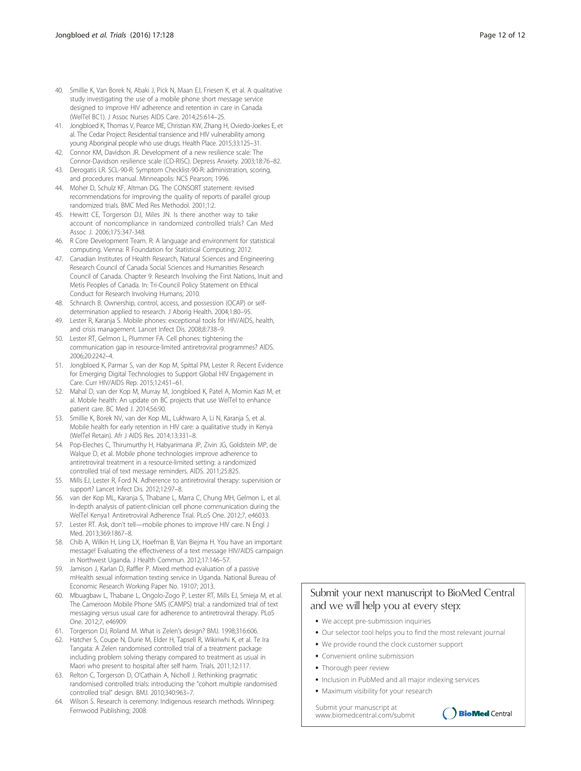40. Smillie K, Van Borek N, Abaki J, Pick N, Maan EJ, Friesen K, et al. A qualitative study investigating the use of a mobile phone short message service designed to improve HIV adherence and retention in care in Canada (WelTel BC1). J Assoc Nurses AIDS Care. 2014;25:614–25.
41. Jongbloed K, Thomas V, Pearce ME, Christian KW, Zhang H, Oviedo-Joekes E, et al. The Cedar Project: Residential transience and HIV vulnerability among young Aboriginal people who use drugs. Health Place. 2015;33:125–31.
42. Connor KM, Davidson JR. Development of a new resilience scale: The Connor-Davidson resilience scale (CD-RISC). Depress Anxiety. 2003;18:76–82.
43. Derogatis LR. SCL-90-R: Symptom Checklist-90-R: administration, scoring, and procedures manual. Minneapolis: NCS Pearson; 1996.
44. Moher D, Schulz KF, Altman DG. The CONSORT statement: revised recommendations for improving the quality of reports of parallel group randomized trials. BMC Med Res Methodol. 2001;1:2.
45. Hewitt CE, Torgerson DJ, Miles JN. Is there another way to take account of noncompliance in randomized controlled trials? Can Med Assoc J. 2006;175:347-348.
46. R Core Development Team. R: A language and environment for statistical computing. Vienna: R Foundation for Statistical Computing; 2012.
47. Canadian Institutes of Health Research, Natural Sciences and Engineering Research Council of Canada Social Sciences and Humanities Research Council of Canada. Chapter 9: Research Involving the First Nations, Inuit and Metis Peoples of Canada. In: Tri-Council Policy Statement on Ethical Conduct for Research Involving Humans; 2010.
48. Schnarch B. Ownership, control, access, and possession (OCAP) or self-determination applied to research. J Aborig Health. 2004;1:80–95.
49. Lester R, Karanja S. Mobile phones: exceptional tools for HIV/AIDS, health, and crisis management. Lancet Infect Dis. 2008;8:738–9.
50. Lester RT, Gelmon L, Plummer FA. Cell phones: tightening the communication gap in resource-limited antiretroviral programmes? AIDS. 2006;20:2242–4.
51. Jongbloed K, Parmar S, van der Kop M, Spittal PM, Lester R. Recent Evidence for Emerging Digital Technologies to Support Global HIV Engagement in Care. Curr HIV/AIDS Rep. 2015;12:451–61.
52. Mahal D, van der Kop M, Murray M, Jongbloed K, Patel A, Momin Kazi M, et al. Mobile health: An update on BC projects that use WelTel to enhance patient care. BC Med J. 2014;56:90.
53. Smillie K, Borek NV, van der Kop ML, Lukhwaro A, Li N, Karanja S, et al. Mobile health for early retention in HIV care: a qualitative study in Kenya (WelTel Retain). Afr J AIDS Res. 2014;13:331–8.
54. Pop-Eleches C, Thirumurthy H, Habyarimana JP, Zivin JG, Goldstein MP, de Walque D, et al. Mobile phone technologies improve adherence to antiretroviral treatment in a resource-limited setting: a randomized controlled trial of text message reminders. AIDS. 2011;25:825.
55. Mills EJ, Lester R, Ford N. Adherence to antiretroviral therapy: supervision or support? Lancet Infect Dis. 2012;12:97–8.
56. van der Kop ML, Karanja S, Thabane L, Marra C, Chung MH, Gelmon L, et al. In-depth analysis of patient-clinician cell phone communication during the WelTel Kenya1 Antiretroviral Adherence Trial. PLoS One. 2012;7, e46033.
57. Lester RT. Ask, don't tell—mobile phones to improve HIV care. N Engl J Med. 2013;369:1867–8.
58. Chib A, Wilkin H, Ling LX, Hoefman B, Van Biejma H. You have an important message! Evaluating the effectiveness of a text message HIV/AIDS campaign in Northwest Uganda. J Health Commun. 2012;17:146–57.
59. Jamison J, Karlan D, Raffler P. Mixed method evaluation of a passive mHealth sexual information texting service in Uganda. National Bureau of Economic Research Working Paper No. 19107; 2013.
60. Mbuagbaw L, Thabane L, Ongolo-Zogo P, Lester RT, Mills EJ, Smieja M, et al. The Cameroon Mobile Phone SMS (CAMPS) trial: a randomized trial of text messaging versus usual care for adherence to antiretroviral therapy. PLoS One. 2012;7, e46909.
61. Torgerson DJ, Roland M. What is Zelen's design? BMJ. 1998;316:606.
62. Hatcher S, Coupe N, Durie M, Elder H, Tapsell R, Wikiriwhi K, et al. Te Ira Tangata: A Zelen randomised controlled trial of a treatment package including problem solving therapy compared to treatment as usual in Maori who present to hospital after self harm. Trials. 2011;12:117.
63. Relton C, Torgerson D, O'Cathain A, Nicholl J. Rethinking pragmatic randomised controlled trials: introducing the "cohort multiple randomised controlled trial" design. BMJ. 2010;340:963–7.
64. Wilson S. Research is ceremony: Indigenous research methods. Winnipeg: Fernwood Publishing; 2008.

Submit your next manuscript to BioMed Central and we will help you at every step:

- We accept pre-submission inquiries
- Our selector tool helps you to find the most relevant journal
- We provide round the clock customer support
- Convenient online submission
- Thorough peer review
- Inclusion in PubMed and all major indexing services
- Maximum visibility for your research

Submit your manuscript at
www.biomedcentral.com/submit

BioMed Central